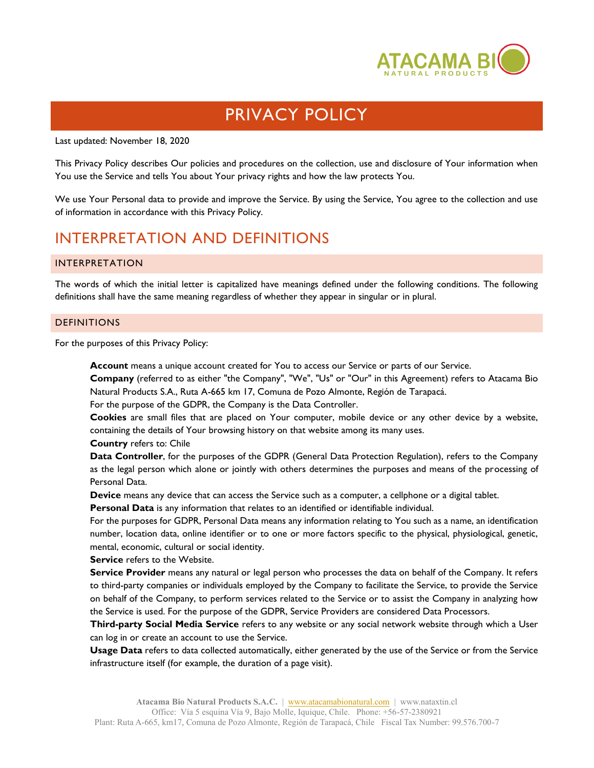# PRIVACY POLICY

Last updated: November 18, 2020

This Privacy Policy describes Our policies and procedures on the collection, use and disclosure of Your information when You use the Service and tells You about Your privacy rights and how the law protects You.

We use Your Personal data to provide and improve the Service. By using the Service, You agree to the collection and use of information in accordance with this Privacy Policy.

## INTERPRETATION AND DEFINITIONS

### INTERPRETATION

The words of which the initial letter is capitalized have meanings defined under the following conditions. The following definitions shall have the same meaning regardless of whether they appear in singular or in plural.

### DEFINITIONS

For the purposes of this Privacy Policy:

**Account** means a unique account created for You to access our Service or parts of our Service.

**Company** (referred to as either "the Company", "We", "Us" or "Our" in this Agreement) refers to Atacama Bio Natural Products S.A., Ruta A-665 km 17, Comuna de Pozo Almonte, Región de Tarapacá.

For the purpose of the GDPR, the Company is the Data Controller.

**Cookies** are small files that are placed on Your computer, mobile device or any other device by a website, containing the details of Your browsing history on that website among its many uses.

**Country** refers to: Chile

**Data Controller**, for the purposes of the GDPR (General Data Protection Regulation), refers to the Company as the legal person which alone or jointly with others determines the purposes and means of the processing of Personal Data.

**Device** means any device that can access the Service such as a computer, a cellphone or a digital tablet.

**Personal Data** is any information that relates to an identified or identifiable individual.

For the purposes for GDPR, Personal Data means any information relating to You such as a name, an identification number, location data, online identifier or to one or more factors specific to the physical, physiological, genetic, mental, economic, cultural or social identity.

**Service** refers to the Website.

**Service Provider** means any natural or legal person who processes the data on behalf of the Company. It refers to third-party companies or individuals employed by the Company to facilitate the Service, to provide the Service on behalf of the Company, to perform services related to the Service or to assist the Company in analyzing how the Service is used. For the purpose of the GDPR, Service Providers are considered Data Processors.

**Third-party Social Media Service** refers to any website or any social network website through which a User can log in or create an account to use the Service.

**Usage Data** refers to data collected automatically, either generated by the use of the Service or from the Service infrastructure itself (for example, the duration of a page visit).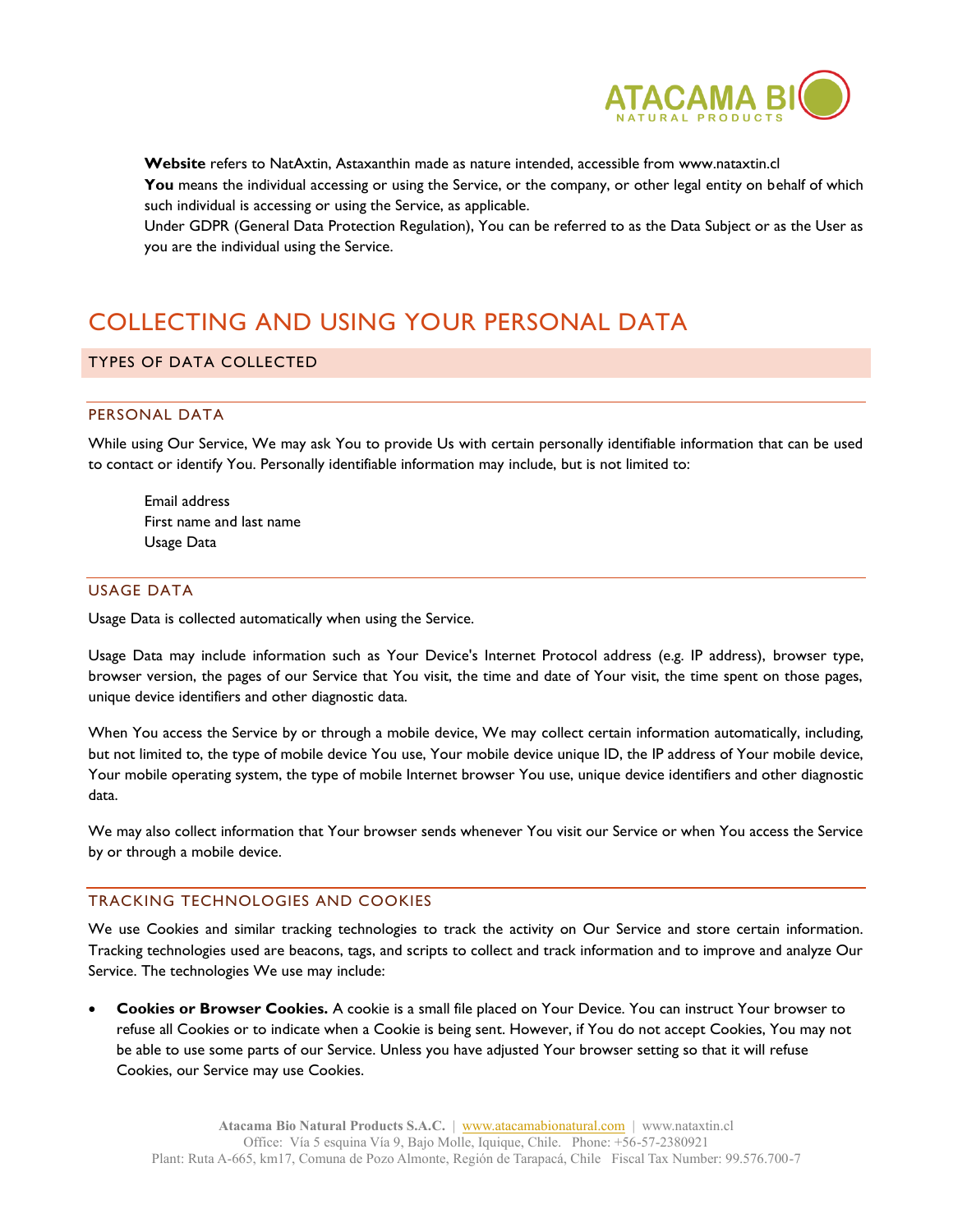**Website** refers to NatAxtin, Astaxanthin made as nature intended, accessible from www.nataxtin.cl

**You** means the individual accessing or using the Service, or the company, or other legal entity on behalf of which such individual is accessing or using the Service, as applicable.

Under GDPR (General Data Protection Regulation), You can be referred to as the Data Subject or as the User as you are the individual using the Service.

# COLLECTING AND USING YOUR PERSONAL DATA

## TYPES OF DATA COLLECTED

### PERSONAL DATA

While using Our Service, We may ask You to provide Us with certain personally identifiable information that can be used to contact or identify You. Personally identifiable information may include, but is not limited to:

Email address
First name and last name
Usage Data

### USAGE DATA

Usage Data is collected automatically when using the Service.

Usage Data may include information such as Your Device's Internet Protocol address (e.g. IP address), browser type, browser version, the pages of our Service that You visit, the time and date of Your visit, the time spent on those pages, unique device identifiers and other diagnostic data.

When You access the Service by or through a mobile device, We may collect certain information automatically, including, but not limited to, the type of mobile device You use, Your mobile device unique ID, the IP address of Your mobile device, Your mobile operating system, the type of mobile Internet browser You use, unique device identifiers and other diagnostic data.

We may also collect information that Your browser sends whenever You visit our Service or when You access the Service by or through a mobile device.

### TRACKING TECHNOLOGIES AND COOKIES

We use Cookies and similar tracking technologies to track the activity on Our Service and store certain information. Tracking technologies used are beacons, tags, and scripts to collect and track information and to improve and analyze Our Service. The technologies We use may include:

- **Cookies or Browser Cookies.** A cookie is a small file placed on Your Device. You can instruct Your browser to refuse all Cookies or to indicate when a Cookie is being sent. However, if You do not accept Cookies, You may not be able to use some parts of our Service. Unless you have adjusted Your browser setting so that it will refuse Cookies, our Service may use Cookies.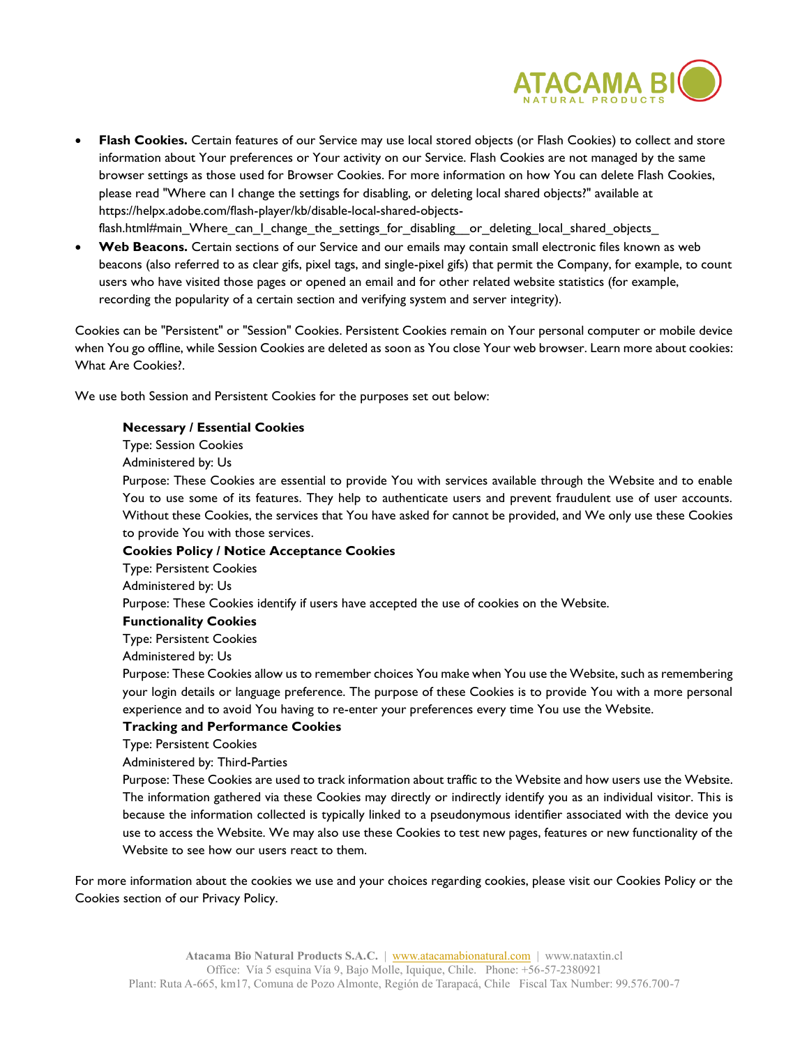- **Flash Cookies.** Certain features of our Service may use local stored objects (or Flash Cookies) to collect and store information about Your preferences or Your activity on our Service. Flash Cookies are not managed by the same browser settings as those used for Browser Cookies. For more information on how You can delete Flash Cookies, please read "Where can I change the settings for disabling, or deleting local shared objects?" available at https://helpx.adobe.com/flash-player/kb/disable-local-shared-objects-flash.html#main_Where_can_I_change_the_settings_for_disabling__or_deleting_local_shared_objects_
- **Web Beacons.** Certain sections of our Service and our emails may contain small electronic files known as web beacons (also referred to as clear gifs, pixel tags, and single-pixel gifs) that permit the Company, for example, to count users who have visited those pages or opened an email and for other related website statistics (for example, recording the popularity of a certain section and verifying system and server integrity).

Cookies can be "Persistent" or "Session" Cookies. Persistent Cookies remain on Your personal computer or mobile device when You go offline, while Session Cookies are deleted as soon as You close Your web browser. Learn more about cookies: What Are Cookies?.

We use both Session and Persistent Cookies for the purposes set out below:

**Necessary / Essential Cookies**
Type: Session Cookies
Administered by: Us
Purpose: These Cookies are essential to provide You with services available through the Website and to enable You to use some of its features. They help to authenticate users and prevent fraudulent use of user accounts. Without these Cookies, the services that You have asked for cannot be provided, and We only use these Cookies to provide You with those services.

**Cookies Policy / Notice Acceptance Cookies**
Type: Persistent Cookies
Administered by: Us
Purpose: These Cookies identify if users have accepted the use of cookies on the Website.

**Functionality Cookies**
Type: Persistent Cookies
Administered by: Us
Purpose: These Cookies allow us to remember choices You make when You use the Website, such as remembering your login details or language preference. The purpose of these Cookies is to provide You with a more personal experience and to avoid You having to re-enter your preferences every time You use the Website.

**Tracking and Performance Cookies**
Type: Persistent Cookies
Administered by: Third-Parties
Purpose: These Cookies are used to track information about traffic to the Website and how users use the Website. The information gathered via these Cookies may directly or indirectly identify you as an individual visitor. This is because the information collected is typically linked to a pseudonymous identifier associated with the device you use to access the Website. We may also use these Cookies to test new pages, features or new functionality of the Website to see how our users react to them.

For more information about the cookies we use and your choices regarding cookies, please visit our Cookies Policy or the Cookies section of our Privacy Policy.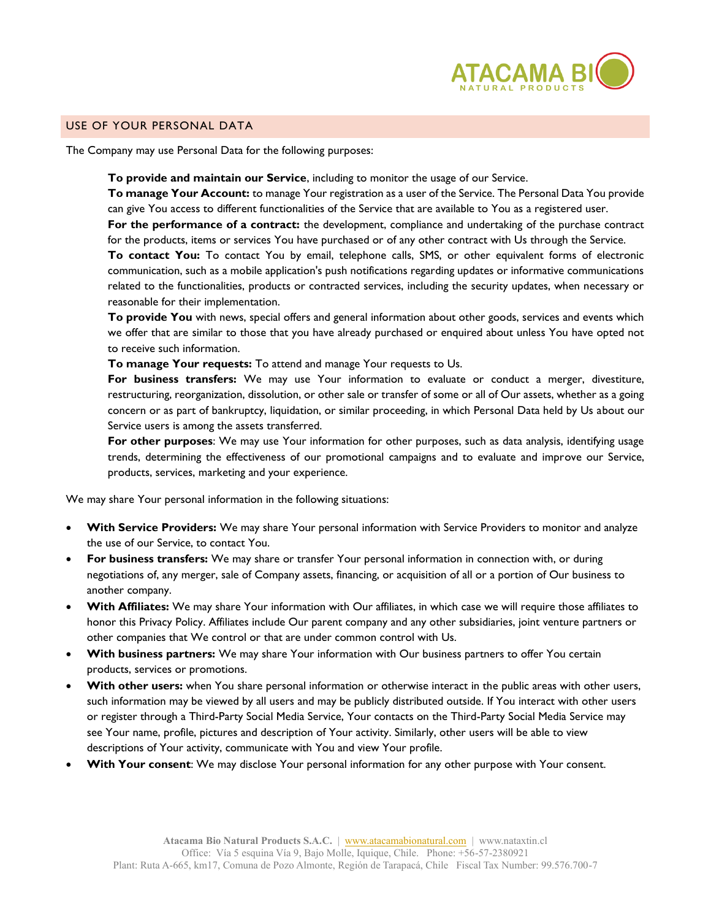## USE OF YOUR PERSONAL DATA

The Company may use Personal Data for the following purposes:

**To provide and maintain our Service**, including to monitor the usage of our Service.

**To manage Your Account:** to manage Your registration as a user of the Service. The Personal Data You provide can give You access to different functionalities of the Service that are available to You as a registered user.

**For the performance of a contract:** the development, compliance and undertaking of the purchase contract for the products, items or services You have purchased or of any other contract with Us through the Service.

**To contact You:** To contact You by email, telephone calls, SMS, or other equivalent forms of electronic communication, such as a mobile application's push notifications regarding updates or informative communications related to the functionalities, products or contracted services, including the security updates, when necessary or reasonable for their implementation.

**To provide You** with news, special offers and general information about other goods, services and events which we offer that are similar to those that you have already purchased or enquired about unless You have opted not to receive such information.

**To manage Your requests:** To attend and manage Your requests to Us.

**For business transfers:** We may use Your information to evaluate or conduct a merger, divestiture, restructuring, reorganization, dissolution, or other sale or transfer of some or all of Our assets, whether as a going concern or as part of bankruptcy, liquidation, or similar proceeding, in which Personal Data held by Us about our Service users is among the assets transferred.

**For other purposes**: We may use Your information for other purposes, such as data analysis, identifying usage trends, determining the effectiveness of our promotional campaigns and to evaluate and improve our Service, products, services, marketing and your experience.

We may share Your personal information in the following situations:

- **With Service Providers:** We may share Your personal information with Service Providers to monitor and analyze the use of our Service, to contact You.
- **For business transfers:** We may share or transfer Your personal information in connection with, or during negotiations of, any merger, sale of Company assets, financing, or acquisition of all or a portion of Our business to another company.
- **With Affiliates:** We may share Your information with Our affiliates, in which case we will require those affiliates to honor this Privacy Policy. Affiliates include Our parent company and any other subsidiaries, joint venture partners or other companies that We control or that are under common control with Us.
- **With business partners:** We may share Your information with Our business partners to offer You certain products, services or promotions.
- **With other users:** when You share personal information or otherwise interact in the public areas with other users, such information may be viewed by all users and may be publicly distributed outside. If You interact with other users or register through a Third-Party Social Media Service, Your contacts on the Third-Party Social Media Service may see Your name, profile, pictures and description of Your activity. Similarly, other users will be able to view descriptions of Your activity, communicate with You and view Your profile.
- **With Your consent**: We may disclose Your personal information for any other purpose with Your consent.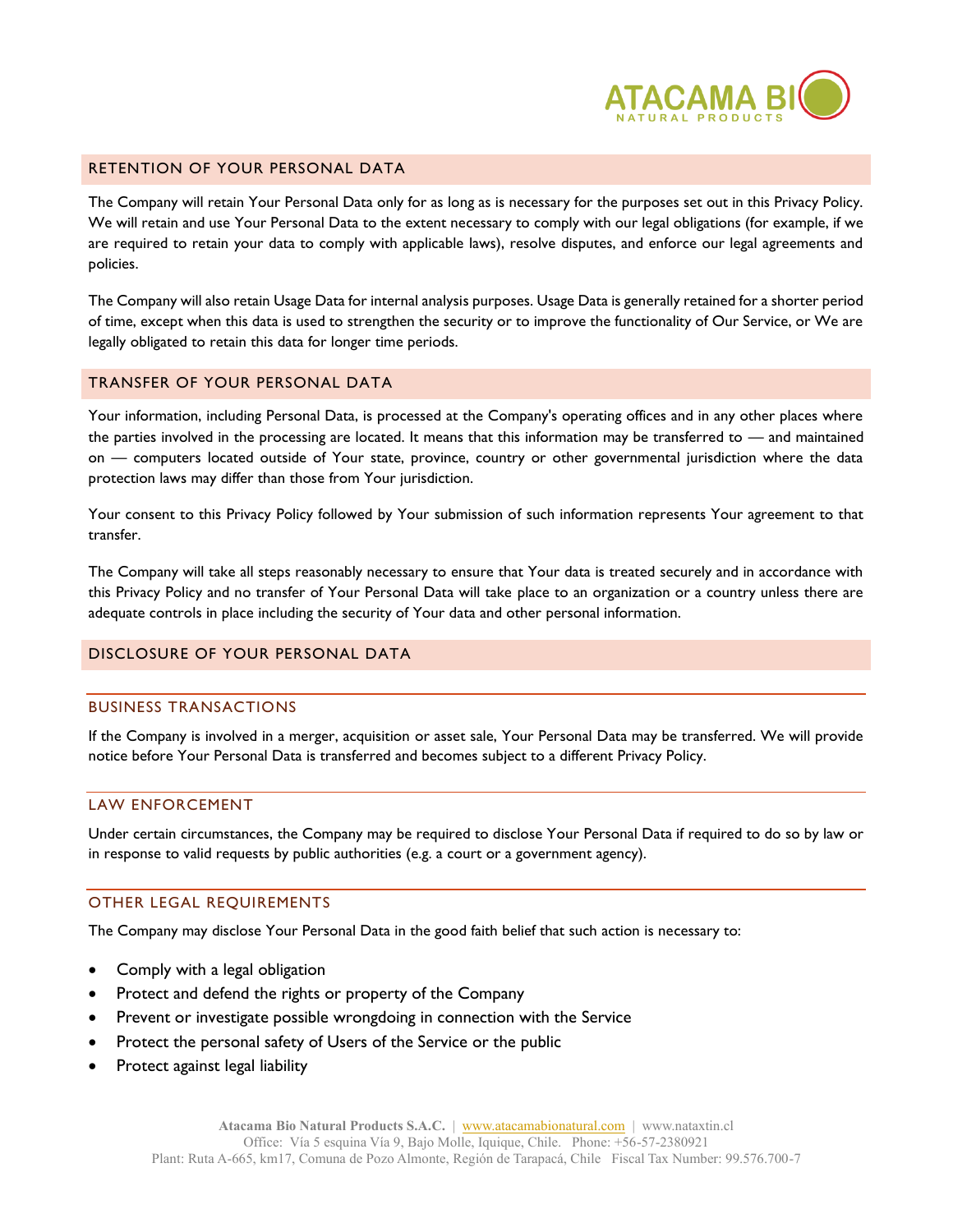## RETENTION OF YOUR PERSONAL DATA

The Company will retain Your Personal Data only for as long as is necessary for the purposes set out in this Privacy Policy. We will retain and use Your Personal Data to the extent necessary to comply with our legal obligations (for example, if we are required to retain your data to comply with applicable laws), resolve disputes, and enforce our legal agreements and policies.

The Company will also retain Usage Data for internal analysis purposes. Usage Data is generally retained for a shorter period of time, except when this data is used to strengthen the security or to improve the functionality of Our Service, or We are legally obligated to retain this data for longer time periods.

## TRANSFER OF YOUR PERSONAL DATA

Your information, including Personal Data, is processed at the Company's operating offices and in any other places where the parties involved in the processing are located. It means that this information may be transferred to — and maintained on — computers located outside of Your state, province, country or other governmental jurisdiction where the data protection laws may differ than those from Your jurisdiction.

Your consent to this Privacy Policy followed by Your submission of such information represents Your agreement to that transfer.

The Company will take all steps reasonably necessary to ensure that Your data is treated securely and in accordance with this Privacy Policy and no transfer of Your Personal Data will take place to an organization or a country unless there are adequate controls in place including the security of Your data and other personal information.

## DISCLOSURE OF YOUR PERSONAL DATA

### BUSINESS TRANSACTIONS

If the Company is involved in a merger, acquisition or asset sale, Your Personal Data may be transferred. We will provide notice before Your Personal Data is transferred and becomes subject to a different Privacy Policy.

### LAW ENFORCEMENT

Under certain circumstances, the Company may be required to disclose Your Personal Data if required to do so by law or in response to valid requests by public authorities (e.g. a court or a government agency).

### OTHER LEGAL REQUIREMENTS

The Company may disclose Your Personal Data in the good faith belief that such action is necessary to:

- Comply with a legal obligation
- Protect and defend the rights or property of the Company
- Prevent or investigate possible wrongdoing in connection with the Service
- Protect the personal safety of Users of the Service or the public
- Protect against legal liability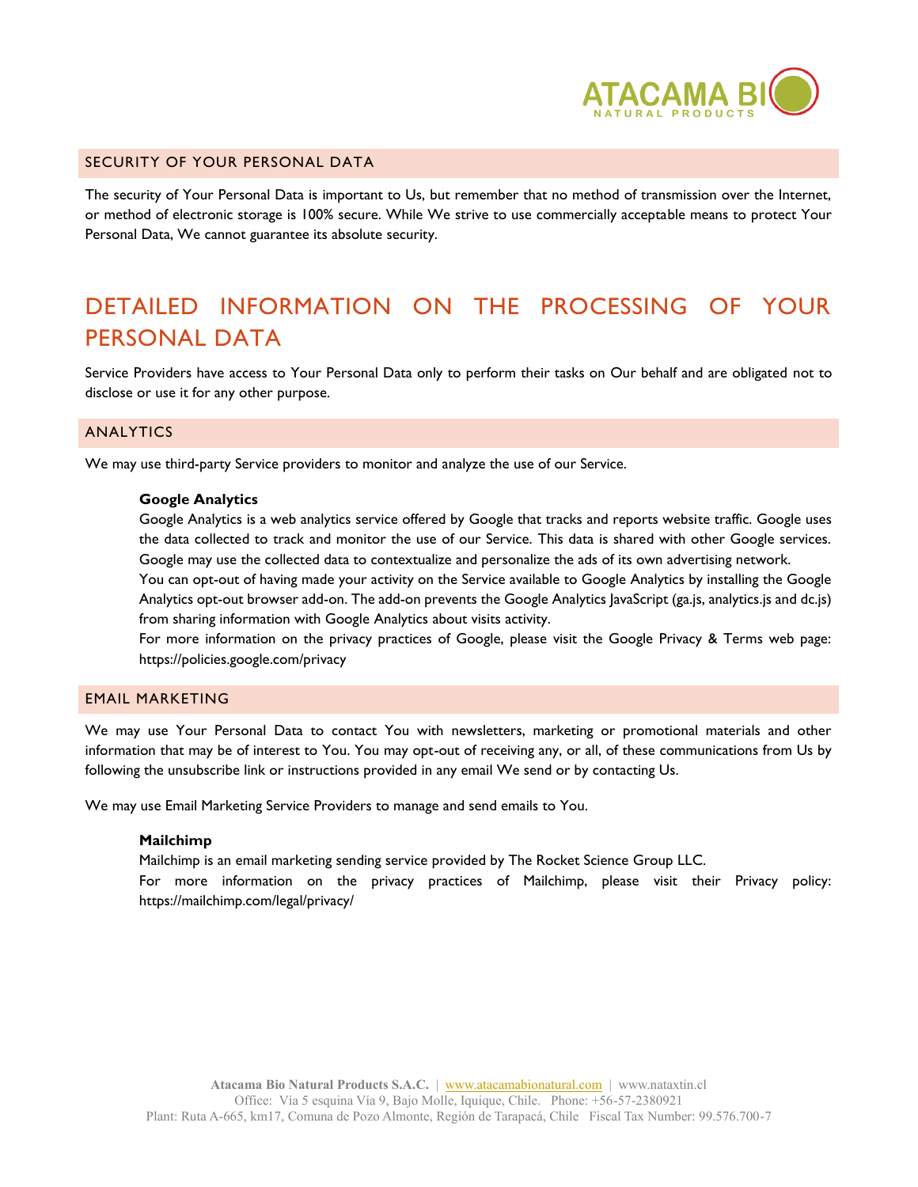## SECURITY OF YOUR PERSONAL DATA

The security of Your Personal Data is important to Us, but remember that no method of transmission over the Internet, or method of electronic storage is 100% secure. While We strive to use commercially acceptable means to protect Your Personal Data, We cannot guarantee its absolute security.

# DETAILED INFORMATION ON THE PROCESSING OF YOUR PERSONAL DATA

Service Providers have access to Your Personal Data only to perform their tasks on Our behalf and are obligated not to disclose or use it for any other purpose.

## ANALYTICS

We may use third-party Service providers to monitor and analyze the use of our Service.

**Google Analytics**

Google Analytics is a web analytics service offered by Google that tracks and reports website traffic. Google uses the data collected to track and monitor the use of our Service. This data is shared with other Google services. Google may use the collected data to contextualize and personalize the ads of its own advertising network.

You can opt-out of having made your activity on the Service available to Google Analytics by installing the Google Analytics opt-out browser add-on. The add-on prevents the Google Analytics JavaScript (ga.js, analytics.js and dc.js) from sharing information with Google Analytics about visits activity.

For more information on the privacy practices of Google, please visit the Google Privacy & Terms web page: https://policies.google.com/privacy

## EMAIL MARKETING

We may use Your Personal Data to contact You with newsletters, marketing or promotional materials and other information that may be of interest to You. You may opt-out of receiving any, or all, of these communications from Us by following the unsubscribe link or instructions provided in any email We send or by contacting Us.

We may use Email Marketing Service Providers to manage and send emails to You.

**Mailchimp**

Mailchimp is an email marketing sending service provided by The Rocket Science Group LLC.

For more information on the privacy practices of Mailchimp, please visit their Privacy policy: https://mailchimp.com/legal/privacy/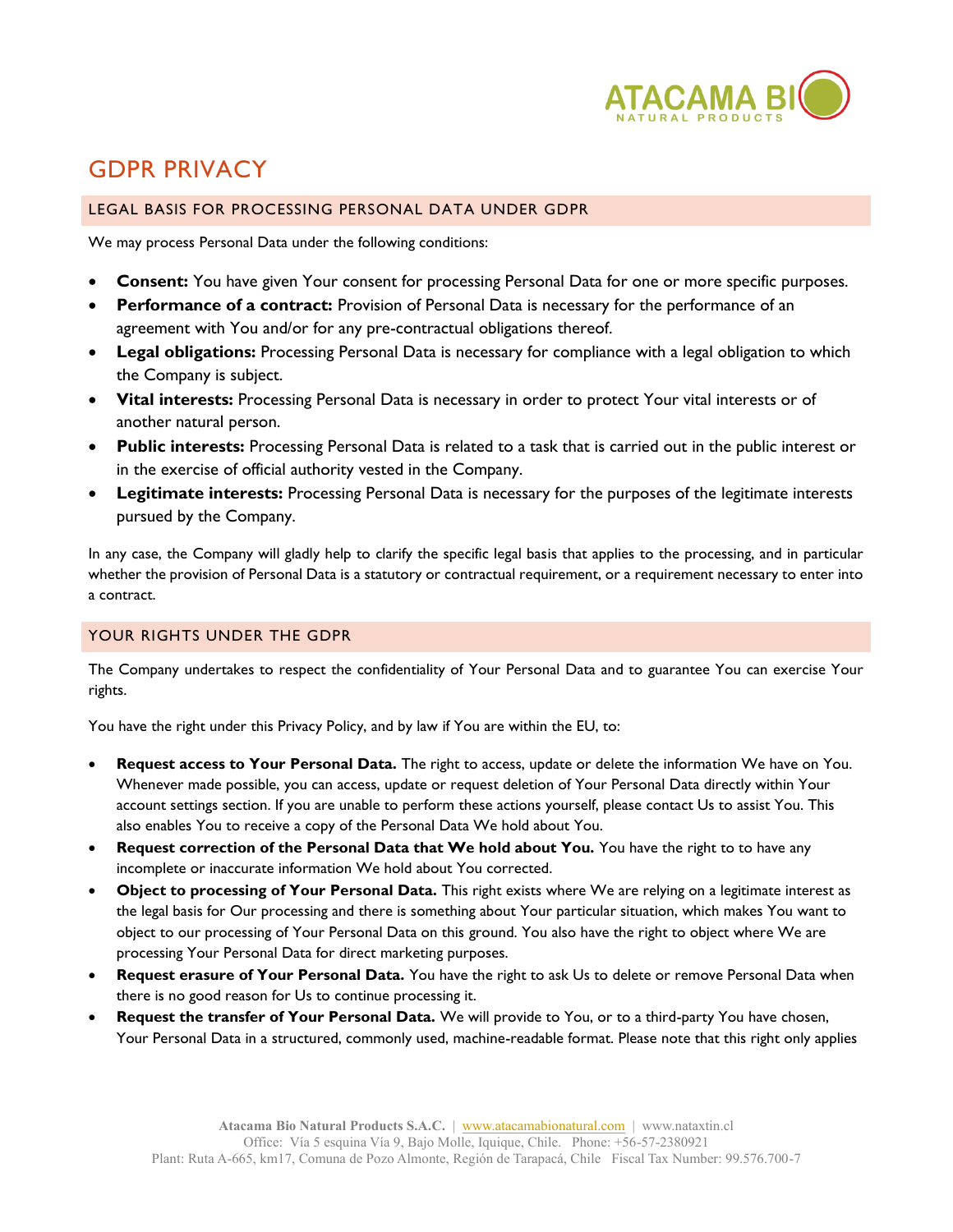# GDPR PRIVACY

## LEGAL BASIS FOR PROCESSING PERSONAL DATA UNDER GDPR

We may process Personal Data under the following conditions:

- **Consent:** You have given Your consent for processing Personal Data for one or more specific purposes.
- **Performance of a contract:** Provision of Personal Data is necessary for the performance of an agreement with You and/or for any pre-contractual obligations thereof.
- **Legal obligations:** Processing Personal Data is necessary for compliance with a legal obligation to which the Company is subject.
- **Vital interests:** Processing Personal Data is necessary in order to protect Your vital interests or of another natural person.
- **Public interests:** Processing Personal Data is related to a task that is carried out in the public interest or in the exercise of official authority vested in the Company.
- **Legitimate interests:** Processing Personal Data is necessary for the purposes of the legitimate interests pursued by the Company.

In any case, the Company will gladly help to clarify the specific legal basis that applies to the processing, and in particular whether the provision of Personal Data is a statutory or contractual requirement, or a requirement necessary to enter into a contract.

## YOUR RIGHTS UNDER THE GDPR

The Company undertakes to respect the confidentiality of Your Personal Data and to guarantee You can exercise Your rights.

You have the right under this Privacy Policy, and by law if You are within the EU, to:

- **Request access to Your Personal Data.** The right to access, update or delete the information We have on You. Whenever made possible, you can access, update or request deletion of Your Personal Data directly within Your account settings section. If you are unable to perform these actions yourself, please contact Us to assist You. This also enables You to receive a copy of the Personal Data We hold about You.
- **Request correction of the Personal Data that We hold about You.** You have the right to to have any incomplete or inaccurate information We hold about You corrected.
- **Object to processing of Your Personal Data.** This right exists where We are relying on a legitimate interest as the legal basis for Our processing and there is something about Your particular situation, which makes You want to object to our processing of Your Personal Data on this ground. You also have the right to object where We are processing Your Personal Data for direct marketing purposes.
- **Request erasure of Your Personal Data.** You have the right to ask Us to delete or remove Personal Data when there is no good reason for Us to continue processing it.
- **Request the transfer of Your Personal Data.** We will provide to You, or to a third-party You have chosen, Your Personal Data in a structured, commonly used, machine-readable format. Please note that this right only applies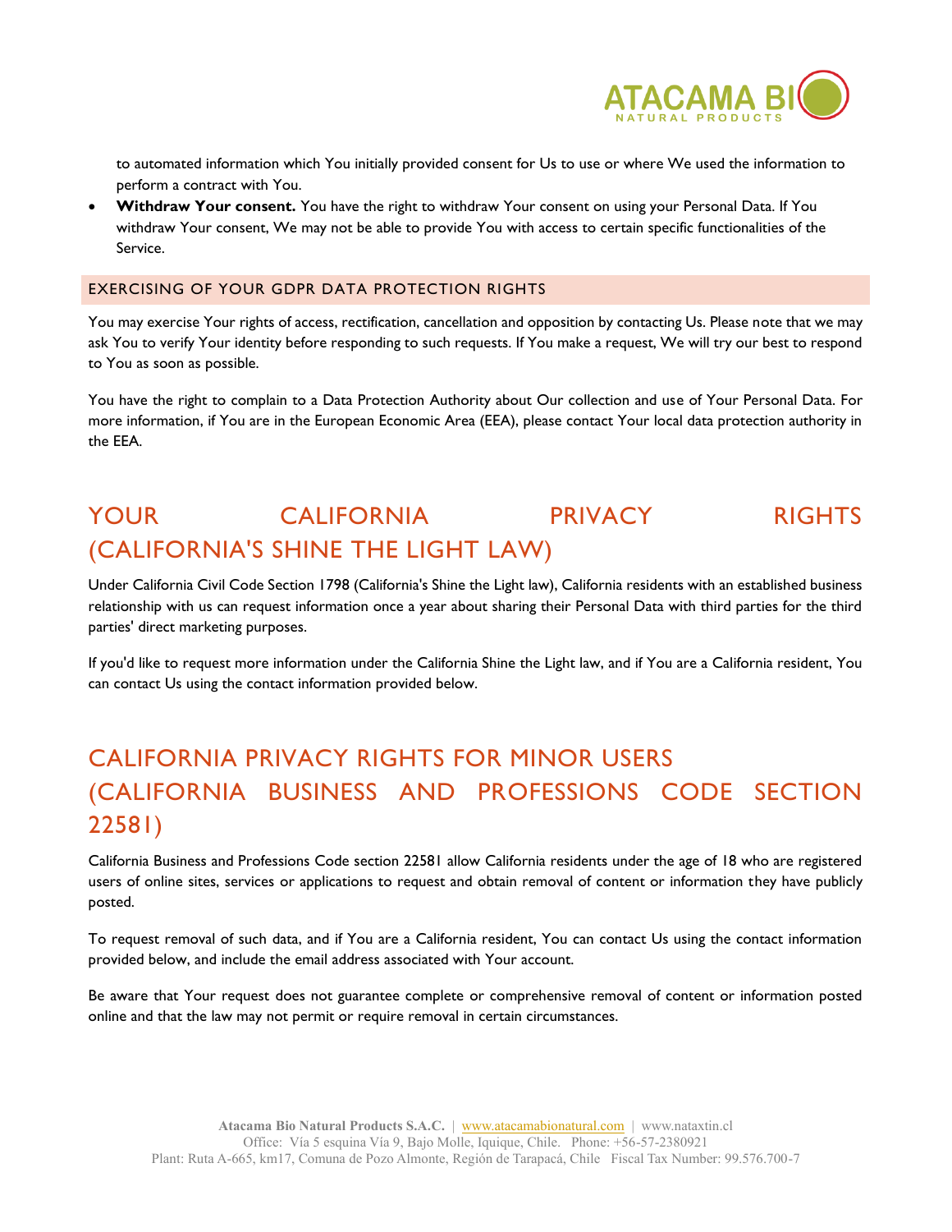to automated information which You initially provided consent for Us to use or where We used the information to perform a contract with You.

- **Withdraw Your consent.** You have the right to withdraw Your consent on using your Personal Data. If You withdraw Your consent, We may not be able to provide You with access to certain specific functionalities of the Service.

### EXERCISING OF YOUR GDPR DATA PROTECTION RIGHTS

You may exercise Your rights of access, rectification, cancellation and opposition by contacting Us. Please note that we may ask You to verify Your identity before responding to such requests. If You make a request, We will try our best to respond to You as soon as possible.

You have the right to complain to a Data Protection Authority about Our collection and use of Your Personal Data. For more information, if You are in the European Economic Area (EEA), please contact Your local data protection authority in the EEA.

## YOUR CALIFORNIA PRIVACY RIGHTS (CALIFORNIA'S SHINE THE LIGHT LAW)

Under California Civil Code Section 1798 (California's Shine the Light law), California residents with an established business relationship with us can request information once a year about sharing their Personal Data with third parties for the third parties' direct marketing purposes.

If you'd like to request more information under the California Shine the Light law, and if You are a California resident, You can contact Us using the contact information provided below.

## CALIFORNIA PRIVACY RIGHTS FOR MINOR USERS (CALIFORNIA BUSINESS AND PROFESSIONS CODE SECTION 22581)

California Business and Professions Code section 22581 allow California residents under the age of 18 who are registered users of online sites, services or applications to request and obtain removal of content or information they have publicly posted.

To request removal of such data, and if You are a California resident, You can contact Us using the contact information provided below, and include the email address associated with Your account.

Be aware that Your request does not guarantee complete or comprehensive removal of content or information posted online and that the law may not permit or require removal in certain circumstances.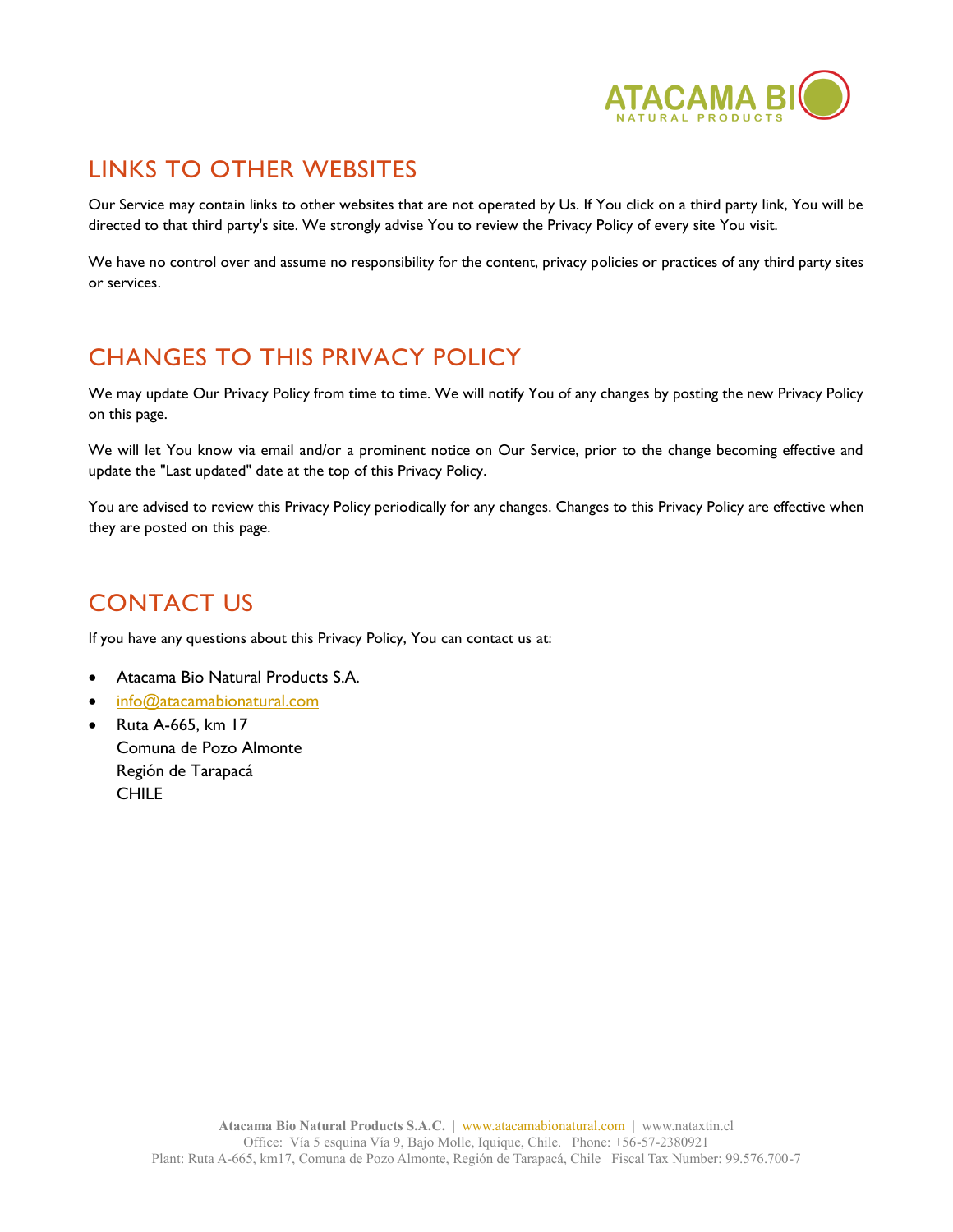## LINKS TO OTHER WEBSITES

Our Service may contain links to other websites that are not operated by Us. If You click on a third party link, You will be directed to that third party's site. We strongly advise You to review the Privacy Policy of every site You visit.

We have no control over and assume no responsibility for the content, privacy policies or practices of any third party sites or services.

## CHANGES TO THIS PRIVACY POLICY

We may update Our Privacy Policy from time to time. We will notify You of any changes by posting the new Privacy Policy on this page.

We will let You know via email and/or a prominent notice on Our Service, prior to the change becoming effective and update the "Last updated" date at the top of this Privacy Policy.

You are advised to review this Privacy Policy periodically for any changes. Changes to this Privacy Policy are effective when they are posted on this page.

## CONTACT US

If you have any questions about this Privacy Policy, You can contact us at:

- Atacama Bio Natural Products S.A.
- info@atacamabionatural.com
- Ruta A-665, km 17
  Comuna de Pozo Almonte
  Región de Tarapacá
  CHILE